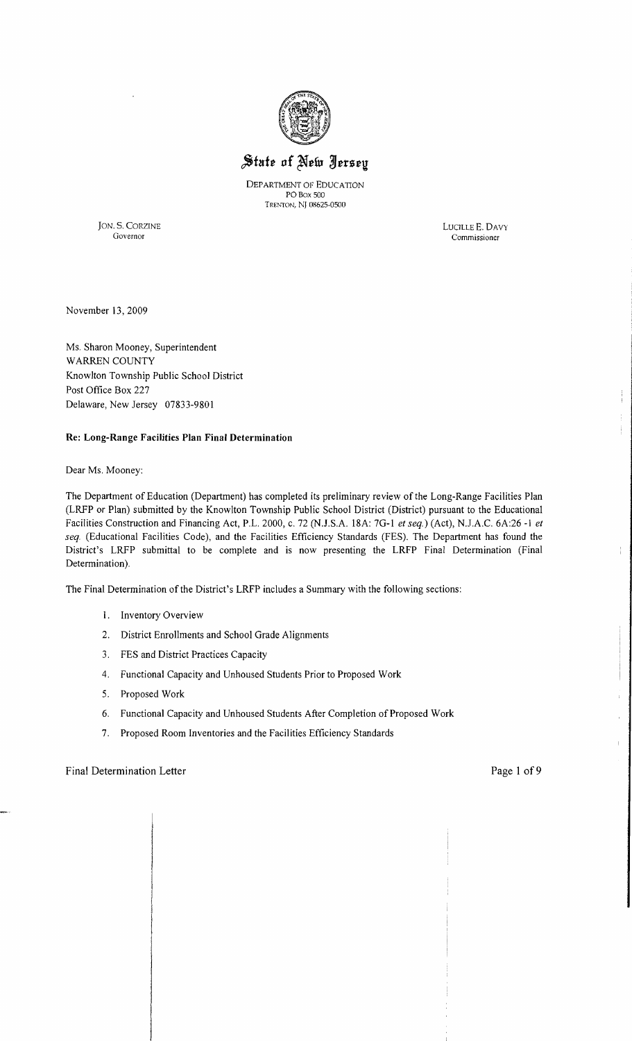# State of New Jersey

DEPARTMENT OF EDUCATION
PO Box 500
TRENTON, NJ 08625-0500

JON. S. CORZINE
Governor

LUCILLE E. DAVY
Commissioner

November 13, 2009

Ms. Sharon Mooney, Superintendent
WARREN COUNTY
Knowlton Township Public School District
Post Office Box 227
Delaware, New Jersey 07833-9801

**Re: Long-Range Facilities Plan Final Determination**

Dear Ms. Mooney:

The Department of Education (Department) has completed its preliminary review of the Long-Range Facilities Plan (LRFP or Plan) submitted by the Knowlton Township Public School District (District) pursuant to the Educational Facilities Construction and Financing Act, P.L. 2000, c. 72 (N.J.S.A. 18A: 7G-1 *et seq.*) (Act), N.J.A.C. 6A:26 -1 *et seq.* (Educational Facilities Code), and the Facilities Efficiency Standards (FES). The Department has found the District's LRFP submittal to be complete and is now presenting the LRFP Final Determination (Final Determination).

The Final Determination of the District's LRFP includes a Summary with the following sections:

1. Inventory Overview
2. District Enrollments and School Grade Alignments
3. FES and District Practices Capacity
4. Functional Capacity and Unhoused Students Prior to Proposed Work
5. Proposed Work
6. Functional Capacity and Unhoused Students After Completion of Proposed Work
7. Proposed Room Inventories and the Facilities Efficiency Standards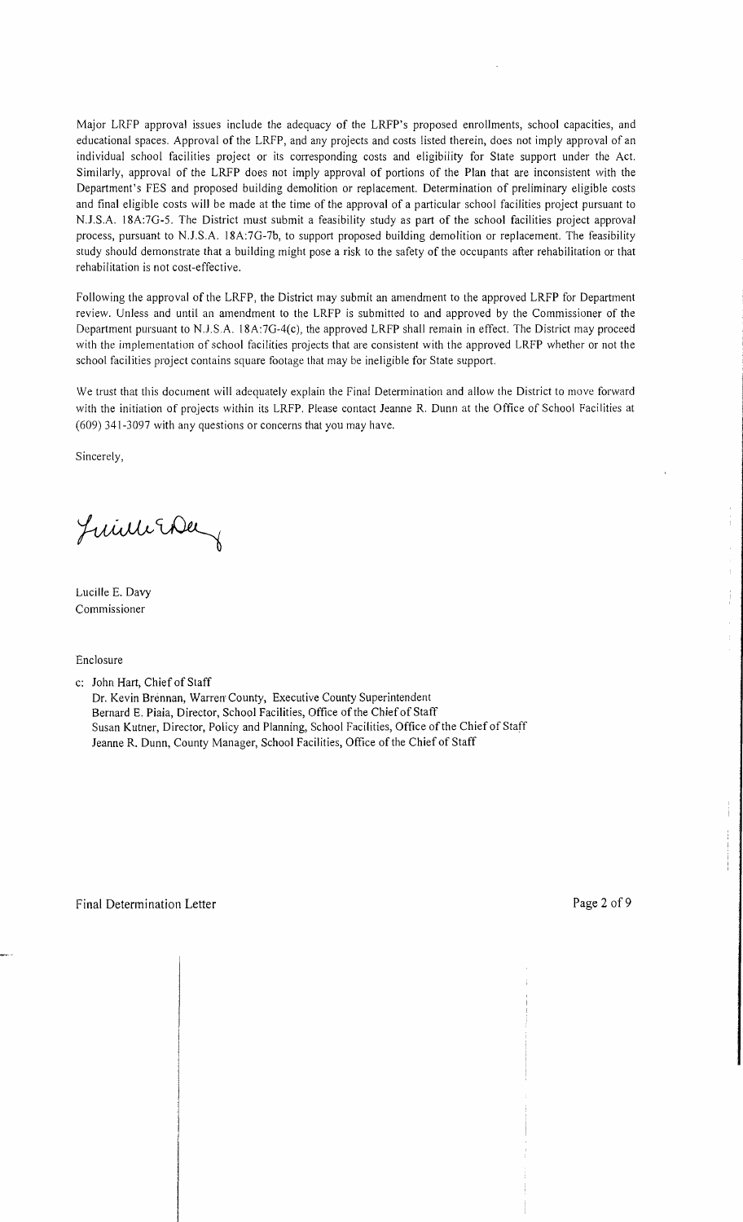Major LRFP approval issues include the adequacy of the LRFP's proposed enrollments, school capacities, and educational spaces. Approval of the LRFP, and any projects and costs listed therein, does not imply approval of an individual school facilities project or its corresponding costs and eligibility for State support under the Act. Similarly, approval of the LRFP does not imply approval of portions of the Plan that are inconsistent with the Department's FES and proposed building demolition or replacement. Determination of preliminary eligible costs and final eligible costs will be made at the time of the approval of a particular school facilities project pursuant to N.J.S.A. 18A:7G-5. The District must submit a feasibility study as part of the school facilities project approval process, pursuant to N.J.S.A. 18A:7G-7b, to support proposed building demolition or replacement. The feasibility study should demonstrate that a building might pose a risk to the safety of the occupants after rehabilitation or that rehabilitation is not cost-effective.

Following the approval of the LRFP, the District may submit an amendment to the approved LRFP for Department review. Unless and until an amendment to the LRFP is submitted to and approved by the Commissioner of the Department pursuant to N.J.S.A. 18A:7G-4(c), the approved LRFP shall remain in effect. The District may proceed with the implementation of school facilities projects that are consistent with the approved LRFP whether or not the school facilities project contains square footage that may be ineligible for State support.

We trust that this document will adequately explain the Final Determination and allow the District to move forward with the initiation of projects within its LRFP. Please contact Jeanne R. Dunn at the Office of School Facilities at (609) 341-3097 with any questions or concerns that you may have.

Sincerely,

Lucille E. Davy
Commissioner

Enclosure

c: John Hart, Chief of Staff
Dr. Kevin Brennan, Warren County, Executive County Superintendent
Bernard E. Piaia, Director, School Facilities, Office of the Chief of Staff
Susan Kutner, Director, Policy and Planning, School Facilities, Office of the Chief of Staff
Jeanne R. Dunn, County Manager, School Facilities, Office of the Chief of Staff

Final Determination Letter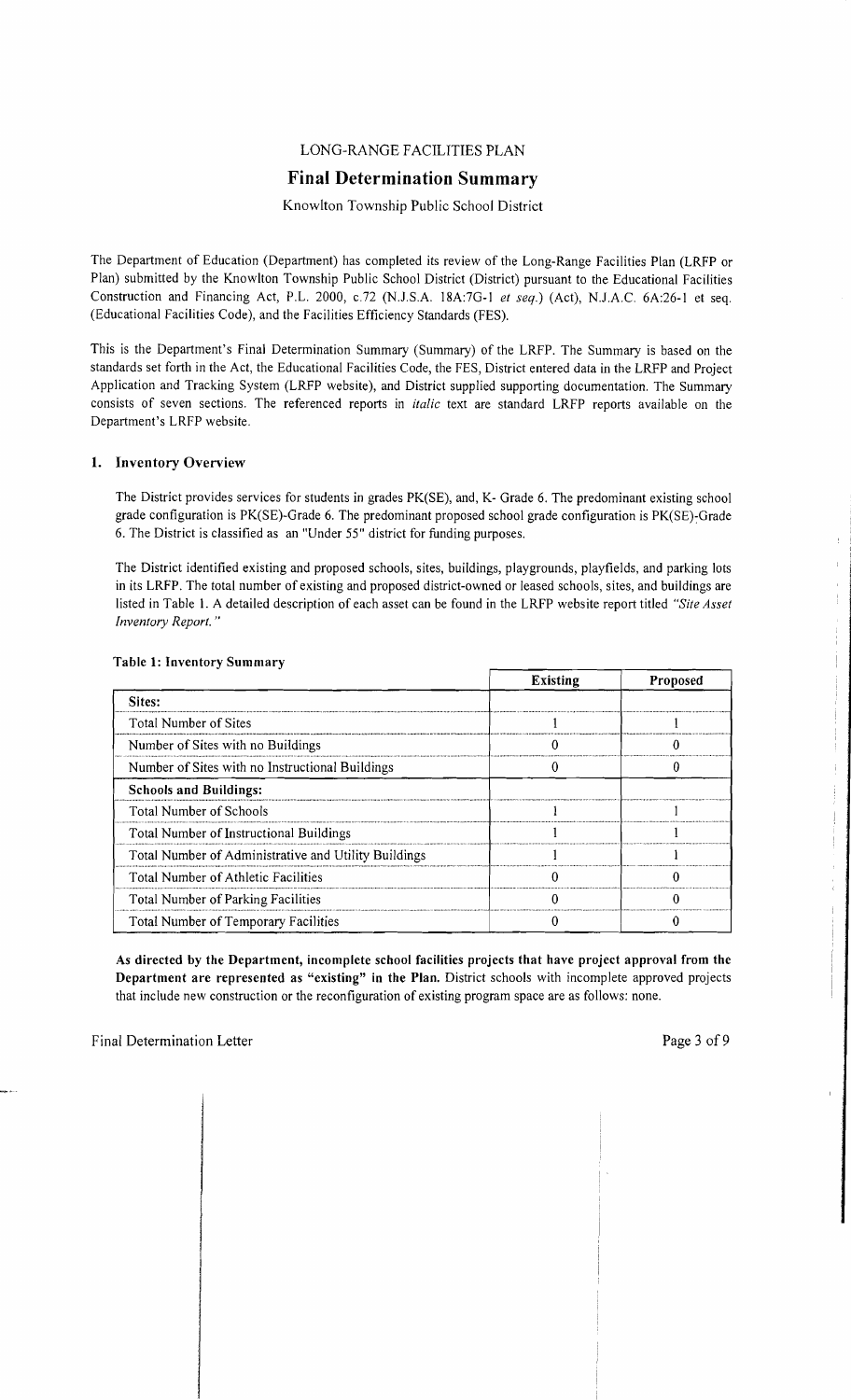LONG-RANGE FACILITIES PLAN

# Final Determination Summary

Knowlton Township Public School District

The Department of Education (Department) has completed its review of the Long-Range Facilities Plan (LRFP or Plan) submitted by the Knowlton Township Public School District (District) pursuant to the Educational Facilities Construction and Financing Act, P.L. 2000, c.72 (N.J.S.A. 18A:7G-1 *et seq.*) (Act), N.J.A.C. 6A:26-1 et seq. (Educational Facilities Code), and the Facilities Efficiency Standards (FES).

This is the Department's Final Determination Summary (Summary) of the LRFP. The Summary is based on the standards set forth in the Act, the Educational Facilities Code, the FES, District entered data in the LRFP and Project Application and Tracking System (LRFP website), and District supplied supporting documentation. The Summary consists of seven sections. The referenced reports in *italic* text are standard LRFP reports available on the Department's LRFP website.

## 1. Inventory Overview

The District provides services for students in grades PK(SE), and, K- Grade 6. The predominant existing school grade configuration is PK(SE)-Grade 6. The predominant proposed school grade configuration is PK(SE)-Grade 6. The District is classified as an "Under 55" district for funding purposes.

The District identified existing and proposed schools, sites, buildings, playgrounds, playfields, and parking lots in its LRFP. The total number of existing and proposed district-owned or leased schools, sites, and buildings are listed in Table 1. A detailed description of each asset can be found in the LRFP website report titled *"Site Asset Inventory Report."*

**Table 1: Inventory Summary**

| | Existing | Proposed |
|---|---|---|
| **Sites:** | | |
| Total Number of Sites | 1 | 1 |
| Number of Sites with no Buildings | 0 | 0 |
| Number of Sites with no Instructional Buildings | 0 | 0 |
| **Schools and Buildings:** | | |
| Total Number of Schools | 1 | 1 |
| Total Number of Instructional Buildings | 1 | 1 |
| Total Number of Administrative and Utility Buildings | 1 | 1 |
| Total Number of Athletic Facilities | 0 | 0 |
| Total Number of Parking Facilities | 0 | 0 |
| Total Number of Temporary Facilities | 0 | 0 |

**As directed by the Department, incomplete school facilities projects that have project approval from the Department are represented as "existing" in the Plan.** District schools with incomplete approved projects that include new construction or the reconfiguration of existing program space are as follows: none.

Final Determination Letter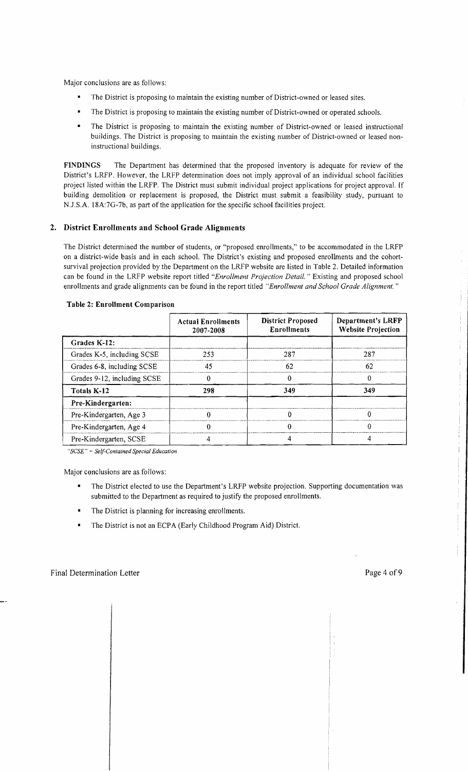Major conclusions are as follows:

- The District is proposing to maintain the existing number of District-owned or leased sites.
- The District is proposing to maintain the existing number of District-owned or operated schools.
- The District is proposing to maintain the existing number of District-owned or leased instructional buildings. The District is proposing to maintain the existing number of District-owned or leased non-instructional buildings.

**FINDINGS** The Department has determined that the proposed inventory is adequate for review of the District's LRFP. However, the LRFP determination does not imply approval of an individual school facilities project listed within the LRFP. The District must submit individual project applications for project approval. If building demolition or replacement is proposed, the District must submit a feasibility study, pursuant to N.J.S.A. 18A:7G-7b, as part of the application for the specific school facilities project.

## 2. District Enrollments and School Grade Alignments

The District determined the number of students, or "proposed enrollments," to be accommodated in the LRFP on a district-wide basis and in each school. The District's existing and proposed enrollments and the cohort-survival projection provided by the Department on the LRFP website are listed in Table 2. Detailed information can be found in the LRFP website report titled *"Enrollment Projection Detail."* Existing and proposed school enrollments and grade alignments can be found in the report titled *"Enrollment and School Grade Alignment."*

**Table 2: Enrollment Comparison**

| | Actual Enrollments 2007-2008 | District Proposed Enrollments | Department's LRFP Website Projection |
|---|---|---|---|
| **Grades K-12:** | | | |
| Grades K-5, including SCSE | 253 | 287 | 287 |
| Grades 6-8, including SCSE | 45 | 62 | 62 |
| Grades 9-12, including SCSE | 0 | 0 | 0 |
| **Totals K-12** | **298** | **349** | **349** |
| **Pre-Kindergarten:** | | | |
| Pre-Kindergarten, Age 3 | 0 | 0 | 0 |
| Pre-Kindergarten, Age 4 | 0 | 0 | 0 |
| Pre-Kindergarten, SCSE | 4 | 4 | 4 |

*"SCSE" = Self-Contained Special Education*

Major conclusions are as follows:

- The District elected to use the Department's LRFP website projection. Supporting documentation was submitted to the Department as required to justify the proposed enrollments.
- The District is planning for increasing enrollments.
- The District is not an ECPA (Early Childhood Program Aid) District.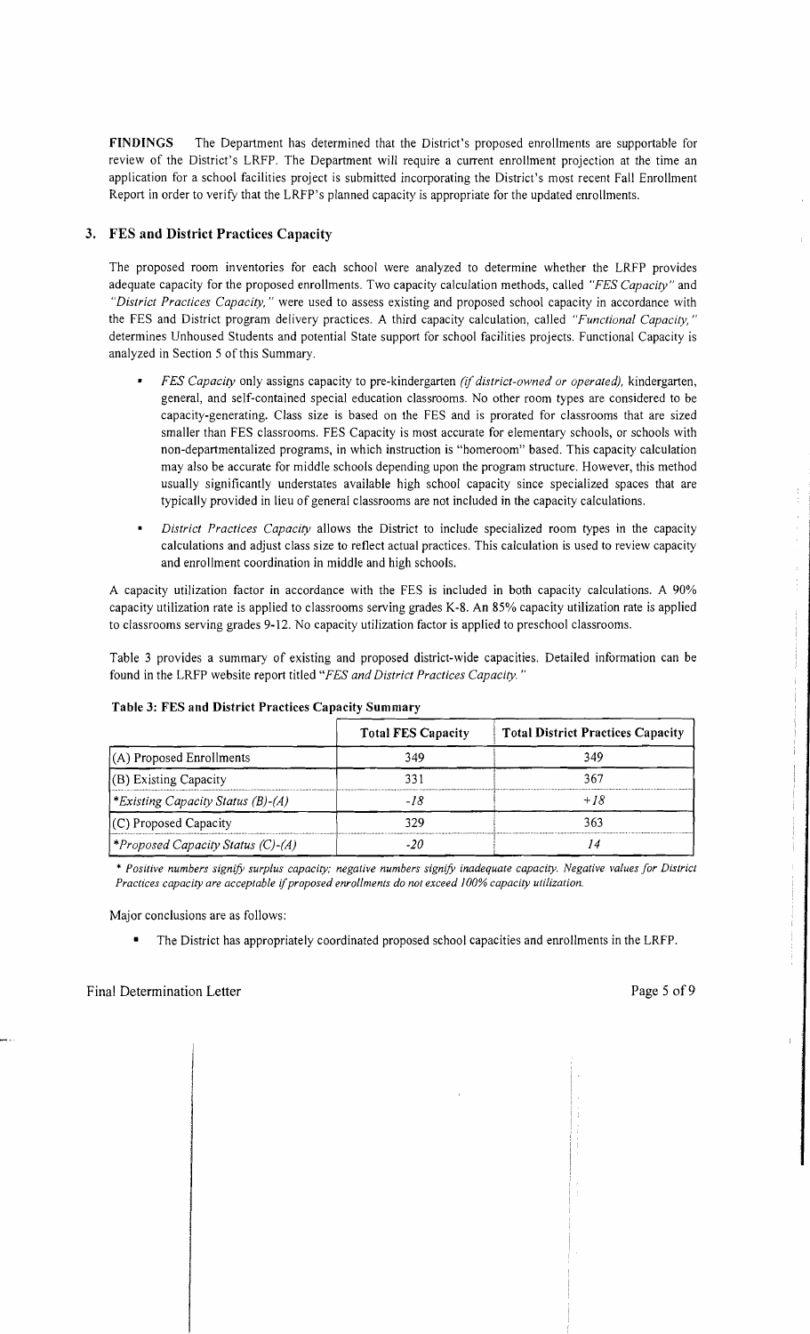**FINDINGS** The Department has determined that the District's proposed enrollments are supportable for review of the District's LRFP. The Department will require a current enrollment projection at the time an application for a school facilities project is submitted incorporating the District's most recent Fall Enrollment Report in order to verify that the LRFP's planned capacity is appropriate for the updated enrollments.

## 3. FES and District Practices Capacity

The proposed room inventories for each school were analyzed to determine whether the LRFP provides adequate capacity for the proposed enrollments. Two capacity calculation methods, called *"FES Capacity"* and *"District Practices Capacity,"* were used to assess existing and proposed school capacity in accordance with the FES and District program delivery practices. A third capacity calculation, called *"Functional Capacity,"* determines Unhoused Students and potential State support for school facilities projects. Functional Capacity is analyzed in Section 5 of this Summary.

- *FES Capacity* only assigns capacity to pre-kindergarten *(if district-owned or operated),* kindergarten, general, and self-contained special education classrooms. No other room types are considered to be capacity-generating. Class size is based on the FES and is prorated for classrooms that are sized smaller than FES classrooms. FES Capacity is most accurate for elementary schools, or schools with non-departmentalized programs, in which instruction is "homeroom" based. This capacity calculation may also be accurate for middle schools depending upon the program structure. However, this method usually significantly understates available high school capacity since specialized spaces that are typically provided in lieu of general classrooms are not included in the capacity calculations.
- *District Practices Capacity* allows the District to include specialized room types in the capacity calculations and adjust class size to reflect actual practices. This calculation is used to review capacity and enrollment coordination in middle and high schools.

A capacity utilization factor in accordance with the FES is included in both capacity calculations. A 90% capacity utilization rate is applied to classrooms serving grades K-8. An 85% capacity utilization rate is applied to classrooms serving grades 9-12. No capacity utilization factor is applied to preschool classrooms.

Table 3 provides a summary of existing and proposed district-wide capacities. Detailed information can be found in the LRFP website report titled *"FES and District Practices Capacity."*

**Table 3: FES and District Practices Capacity Summary**

| | Total FES Capacity | Total District Practices Capacity |
|---|---|---|
| (A) Proposed Enrollments | 349 | 349 |
| (B) Existing Capacity | 331 | 367 |
| *\*Existing Capacity Status (B)-(A)* | *-18* | *+18* |
| (C) Proposed Capacity | 329 | 363 |
| *\*Proposed Capacity Status (C)-(A)* | *-20* | *14* |

*\* Positive numbers signify surplus capacity; negative numbers signify inadequate capacity. Negative values for District Practices capacity are acceptable if proposed enrollments do not exceed 100% capacity utilization.*

Major conclusions are as follows:

- The District has appropriately coordinated proposed school capacities and enrollments in the LRFP.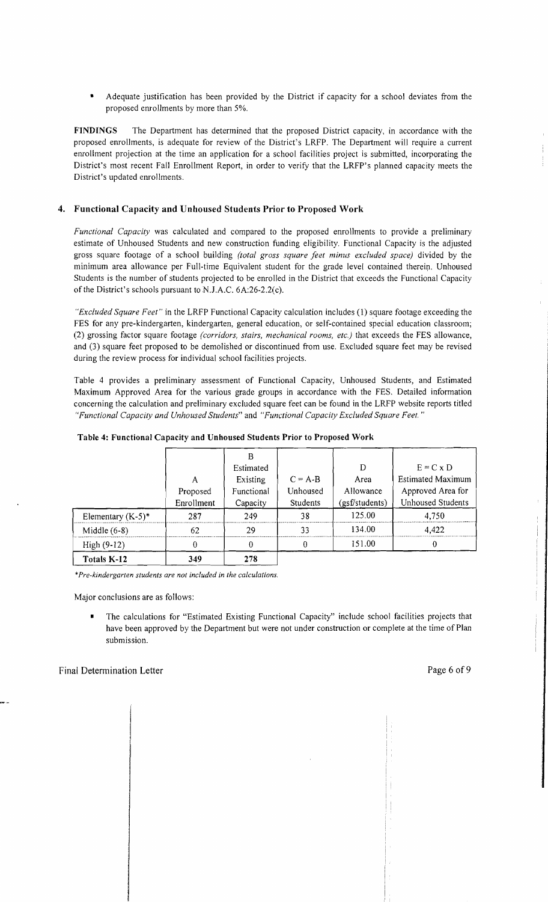- Adequate justification has been provided by the District if capacity for a school deviates from the proposed enrollments by more than 5%.

**FINDINGS** The Department has determined that the proposed District capacity, in accordance with the proposed enrollments, is adequate for review of the District's LRFP. The Department will require a current enrollment projection at the time an application for a school facilities project is submitted, incorporating the District's most recent Fall Enrollment Report, in order to verify that the LRFP's planned capacity meets the District's updated enrollments.

### 4. Functional Capacity and Unhoused Students Prior to Proposed Work

*Functional Capacity* was calculated and compared to the proposed enrollments to provide a preliminary estimate of Unhoused Students and new construction funding eligibility. Functional Capacity is the adjusted gross square footage of a school building *(total gross square feet minus excluded space)* divided by the minimum area allowance per Full-time Equivalent student for the grade level contained therein. Unhoused Students is the number of students projected to be enrolled in the District that exceeds the Functional Capacity of the District's schools pursuant to N.J.A.C. 6A:26-2.2(c).

*"Excluded Square Feet"* in the LRFP Functional Capacity calculation includes (1) square footage exceeding the FES for any pre-kindergarten, kindergarten, general education, or self-contained special education classroom; (2) grossing factor square footage *(corridors, stairs, mechanical rooms, etc.)* that exceeds the FES allowance, and (3) square feet proposed to be demolished or discontinued from use. Excluded square feet may be revised during the review process for individual school facilities projects.

Table 4 provides a preliminary assessment of Functional Capacity, Unhoused Students, and Estimated Maximum Approved Area for the various grade groups in accordance with the FES. Detailed information concerning the calculation and preliminary excluded square feet can be found in the LRFP website reports titled *"Functional Capacity and Unhoused Students"* and *"Functional Capacity Excluded Square Feet."*

**Table 4: Functional Capacity and Unhoused Students Prior to Proposed Work**

| | A Proposed Enrollment | B Estimated Existing Functional Capacity | C = A-B Unhoused Students | D Area Allowance (gsf/students) | E = C x D Estimated Maximum Approved Area for Unhoused Students |
|---|---|---|---|---|---|
| Elementary (K-5)* | 287 | 249 | 38 | 125.00 | 4,750 |
| Middle (6-8) | 62 | 29 | 33 | 134.00 | 4,422 |
| High (9-12) | 0 | 0 | 0 | 151.00 | 0 |
| **Totals K-12** | 349 | 278 | | | |

*\*Pre-kindergarten students are not included in the calculations.*

Major conclusions are as follows:

- The calculations for "Estimated Existing Functional Capacity" include school facilities projects that have been approved by the Department but were not under construction or complete at the time of Plan submission.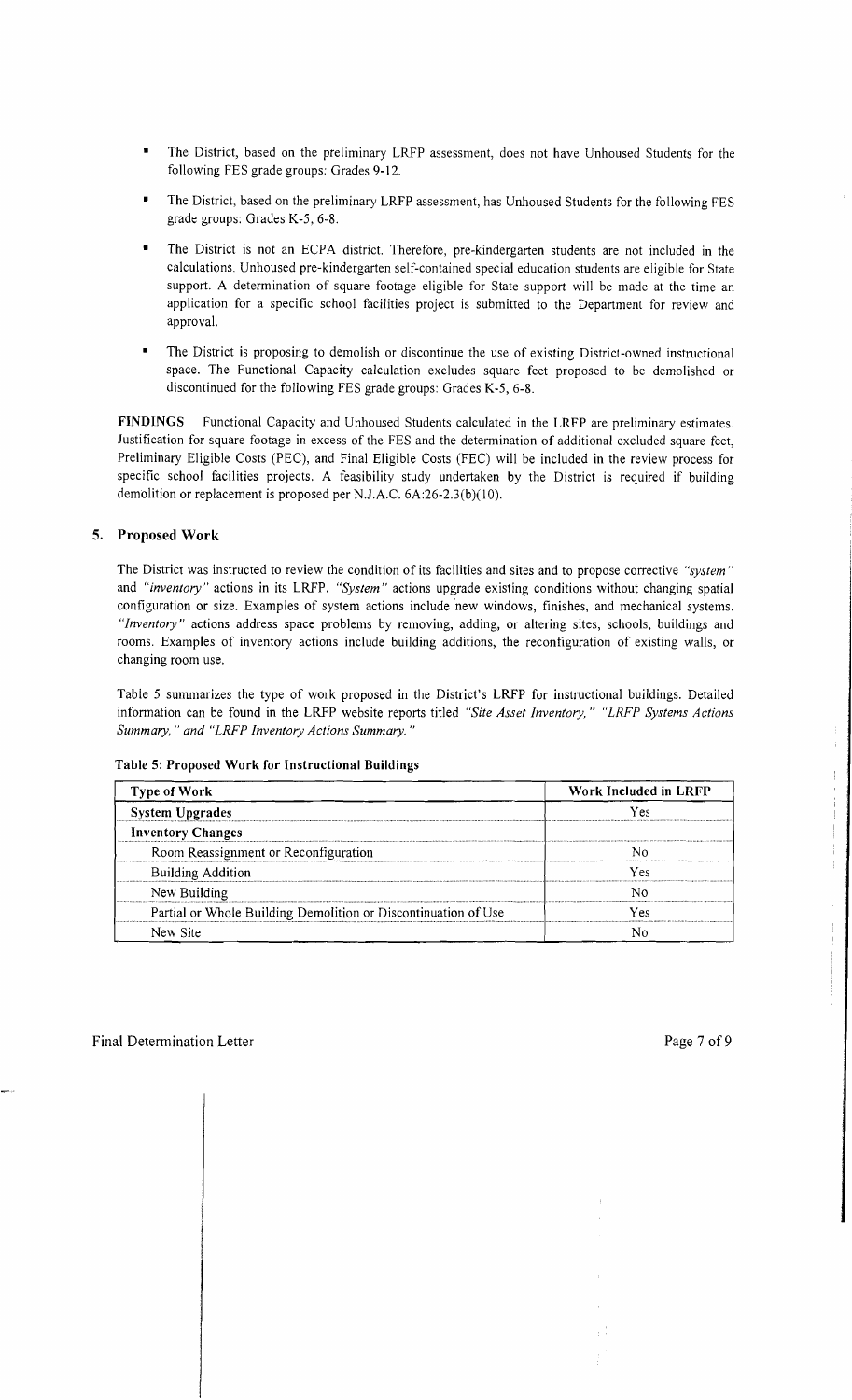- The District, based on the preliminary LRFP assessment, does not have Unhoused Students for the following FES grade groups: Grades 9-12.
- The District, based on the preliminary LRFP assessment, has Unhoused Students for the following FES grade groups: Grades K-5, 6-8.
- The District is not an ECPA district. Therefore, pre-kindergarten students are not included in the calculations. Unhoused pre-kindergarten self-contained special education students are eligible for State support. A determination of square footage eligible for State support will be made at the time an application for a specific school facilities project is submitted to the Department for review and approval.
- The District is proposing to demolish or discontinue the use of existing District-owned instructional space. The Functional Capacity calculation excludes square feet proposed to be demolished or discontinued for the following FES grade groups: Grades K-5, 6-8.

**FINDINGS** Functional Capacity and Unhoused Students calculated in the LRFP are preliminary estimates. Justification for square footage in excess of the FES and the determination of additional excluded square feet, Preliminary Eligible Costs (PEC), and Final Eligible Costs (FEC) will be included in the review process for specific school facilities projects. A feasibility study undertaken by the District is required if building demolition or replacement is proposed per N.J.A.C. 6A:26-2.3(b)(10).

## 5. Proposed Work

The District was instructed to review the condition of its facilities and sites and to propose corrective *"system"* and *"inventory"* actions in its LRFP. *"System"* actions upgrade existing conditions without changing spatial configuration or size. Examples of system actions include new windows, finishes, and mechanical systems. *"Inventory"* actions address space problems by removing, adding, or altering sites, schools, buildings and rooms. Examples of inventory actions include building additions, the reconfiguration of existing walls, or changing room use.

Table 5 summarizes the type of work proposed in the District's LRFP for instructional buildings. Detailed information can be found in the LRFP website reports titled *"Site Asset Inventory," "LRFP Systems Actions Summary," and "LRFP Inventory Actions Summary."*

**Table 5: Proposed Work for Instructional Buildings**

| Type of Work | Work Included in LRFP |
|---|---|
| **System Upgrades** | Yes |
| **Inventory Changes** | |
| Room Reassignment or Reconfiguration | No |
| Building Addition | Yes |
| New Building | No |
| Partial or Whole Building Demolition or Discontinuation of Use | Yes |
| New Site | No |

Final Determination Letter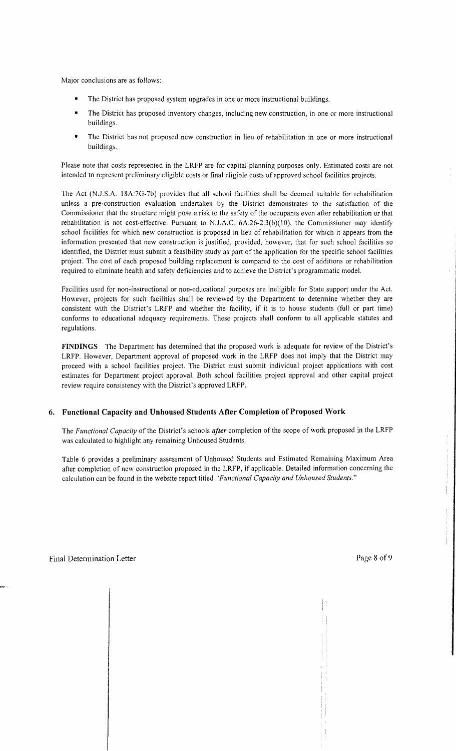Major conclusions are as follows:

- The District has proposed system upgrades in one or more instructional buildings.
- The District has proposed inventory changes, including new construction, in one or more instructional buildings.
- The District has not proposed new construction in lieu of rehabilitation in one or more instructional buildings.

Please note that costs represented in the LRFP are for capital planning purposes only. Estimated costs are not intended to represent preliminary eligible costs or final eligible costs of approved school facilities projects.

The Act (N.J.S.A. 18A:7G-7b) provides that all school facilities shall be deemed suitable for rehabilitation unless a pre-construction evaluation undertaken by the District demonstrates to the satisfaction of the Commissioner that the structure might pose a risk to the safety of the occupants even after rehabilitation or that rehabilitation is not cost-effective. Pursuant to N.J.A.C. 6A:26-2.3(b)(10), the Commissioner may identify school facilities for which new construction is proposed in lieu of rehabilitation for which it appears from the information presented that new construction is justified, provided, however, that for such school facilities so identified, the District must submit a feasibility study as part of the application for the specific school facilities project. The cost of each proposed building replacement is compared to the cost of additions or rehabilitation required to eliminate health and safety deficiencies and to achieve the District's programmatic model.

Facilities used for non-instructional or non-educational purposes are ineligible for State support under the Act. However, projects for such facilities shall be reviewed by the Department to determine whether they are consistent with the District's LRFP and whether the facility, if it is to house students (full or part time) conforms to educational adequacy requirements. These projects shall conform to all applicable statutes and regulations.

**FINDINGS** The Department has determined that the proposed work is adequate for review of the District's LRFP. However, Department approval of proposed work in the LRFP does not imply that the District may proceed with a school facilities project. The District must submit individual project applications with cost estimates for Department project approval. Both school facilities project approval and other capital project review require consistency with the District's approved LRFP.

## 6. Functional Capacity and Unhoused Students After Completion of Proposed Work

The *Functional Capacity* of the District's schools ***after*** completion of the scope of work proposed in the LRFP was calculated to highlight any remaining Unhoused Students.

Table 6 provides a preliminary assessment of Unhoused Students and Estimated Remaining Maximum Area after completion of new construction proposed in the LRFP, if applicable. Detailed information concerning the calculation can be found in the website report titled *"Functional Capacity and Unhoused Students."*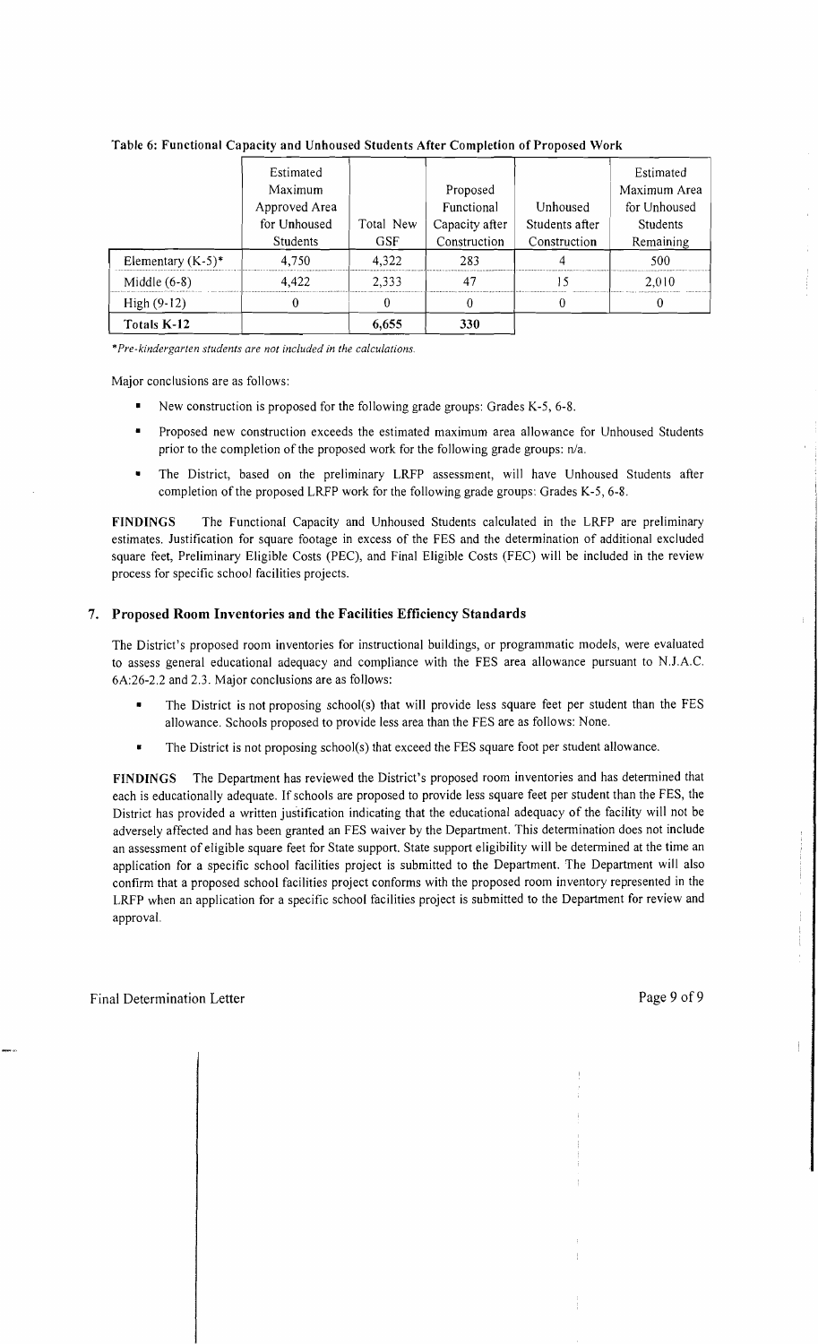**Table 6: Functional Capacity and Unhoused Students After Completion of Proposed Work**

| | Estimated Maximum Approved Area for Unhoused Students | Total New GSF | Proposed Functional Capacity after Construction | Unhoused Students after Construction | Estimated Maximum Area for Unhoused Students Remaining |
|---|---|---|---|---|---|
| Elementary (K-5)* | 4,750 | 4,322 | 283 | 4 | 500 |
| Middle (6-8) | 4,422 | 2,333 | 47 | 15 | 2,010 |
| High (9-12) | 0 | 0 | 0 | 0 | 0 |
| **Totals K-12** | | 6,655 | 330 | | |

*\*Pre-kindergarten students are not included in the calculations.*

Major conclusions are as follows:

- New construction is proposed for the following grade groups: Grades K-5, 6-8.
- Proposed new construction exceeds the estimated maximum area allowance for Unhoused Students prior to the completion of the proposed work for the following grade groups: n/a.
- The District, based on the preliminary LRFP assessment, will have Unhoused Students after completion of the proposed LRFP work for the following grade groups: Grades K-5, 6-8.

**FINDINGS** The Functional Capacity and Unhoused Students calculated in the LRFP are preliminary estimates. Justification for square footage in excess of the FES and the determination of additional excluded square feet, Preliminary Eligible Costs (PEC), and Final Eligible Costs (FEC) will be included in the review process for specific school facilities projects.

## 7. Proposed Room Inventories and the Facilities Efficiency Standards

The District's proposed room inventories for instructional buildings, or programmatic models, were evaluated to assess general educational adequacy and compliance with the FES area allowance pursuant to N.J.A.C. 6A:26-2.2 and 2.3. Major conclusions are as follows:

- The District is not proposing school(s) that will provide less square feet per student than the FES allowance. Schools proposed to provide less area than the FES are as follows: None.
- The District is not proposing school(s) that exceed the FES square foot per student allowance.

**FINDINGS** The Department has reviewed the District's proposed room inventories and has determined that each is educationally adequate. If schools are proposed to provide less square feet per student than the FES, the District has provided a written justification indicating that the educational adequacy of the facility will not be adversely affected and has been granted an FES waiver by the Department. This determination does not include an assessment of eligible square feet for State support. State support eligibility will be determined at the time an application for a specific school facilities project is submitted to the Department. The Department will also confirm that a proposed school facilities project conforms with the proposed room inventory represented in the LRFP when an application for a specific school facilities project is submitted to the Department for review and approval.